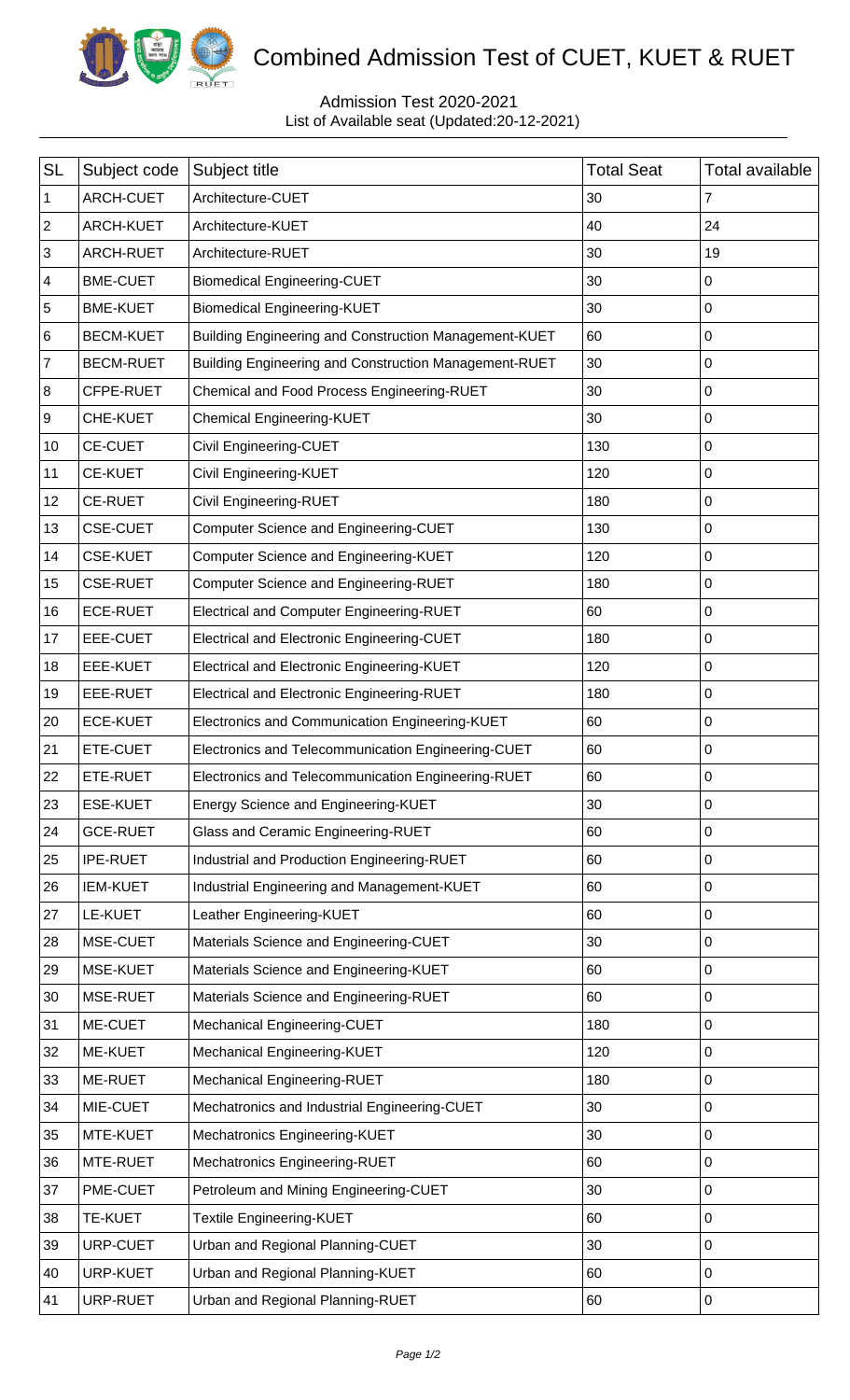# Combined Admission Test of CUET, KUET & RUET

Admission Test 2020-2021
List of Available seat (Updated:20-12-2021)

| SL | Subject code | Subject title | Total Seat | Total available |
|---|---|---|---|---|
| 1 | ARCH-CUET | Architecture-CUET | 30 | 7 |
| 2 | ARCH-KUET | Architecture-KUET | 40 | 24 |
| 3 | ARCH-RUET | Architecture-RUET | 30 | 19 |
| 4 | BME-CUET | Biomedical Engineering-CUET | 30 | 0 |
| 5 | BME-KUET | Biomedical Engineering-KUET | 30 | 0 |
| 6 | BECM-KUET | Building Engineering and Construction Management-KUET | 60 | 0 |
| 7 | BECM-RUET | Building Engineering and Construction Management-RUET | 30 | 0 |
| 8 | CFPE-RUET | Chemical and Food Process Engineering-RUET | 30 | 0 |
| 9 | CHE-KUET | Chemical Engineering-KUET | 30 | 0 |
| 10 | CE-CUET | Civil Engineering-CUET | 130 | 0 |
| 11 | CE-KUET | Civil Engineering-KUET | 120 | 0 |
| 12 | CE-RUET | Civil Engineering-RUET | 180 | 0 |
| 13 | CSE-CUET | Computer Science and Engineering-CUET | 130 | 0 |
| 14 | CSE-KUET | Computer Science and Engineering-KUET | 120 | 0 |
| 15 | CSE-RUET | Computer Science and Engineering-RUET | 180 | 0 |
| 16 | ECE-RUET | Electrical and Computer Engineering-RUET | 60 | 0 |
| 17 | EEE-CUET | Electrical and Electronic Engineering-CUET | 180 | 0 |
| 18 | EEE-KUET | Electrical and Electronic Engineering-KUET | 120 | 0 |
| 19 | EEE-RUET | Electrical and Electronic Engineering-RUET | 180 | 0 |
| 20 | ECE-KUET | Electronics and Communication Engineering-KUET | 60 | 0 |
| 21 | ETE-CUET | Electronics and Telecommunication Engineering-CUET | 60 | 0 |
| 22 | ETE-RUET | Electronics and Telecommunication Engineering-RUET | 60 | 0 |
| 23 | ESE-KUET | Energy Science and Engineering-KUET | 30 | 0 |
| 24 | GCE-RUET | Glass and Ceramic Engineering-RUET | 60 | 0 |
| 25 | IPE-RUET | Industrial and Production Engineering-RUET | 60 | 0 |
| 26 | IEM-KUET | Industrial Engineering and Management-KUET | 60 | 0 |
| 27 | LE-KUET | Leather Engineering-KUET | 60 | 0 |
| 28 | MSE-CUET | Materials Science and Engineering-CUET | 30 | 0 |
| 29 | MSE-KUET | Materials Science and Engineering-KUET | 60 | 0 |
| 30 | MSE-RUET | Materials Science and Engineering-RUET | 60 | 0 |
| 31 | ME-CUET | Mechanical Engineering-CUET | 180 | 0 |
| 32 | ME-KUET | Mechanical Engineering-KUET | 120 | 0 |
| 33 | ME-RUET | Mechanical Engineering-RUET | 180 | 0 |
| 34 | MIE-CUET | Mechatronics and Industrial Engineering-CUET | 30 | 0 |
| 35 | MTE-KUET | Mechatronics Engineering-KUET | 30 | 0 |
| 36 | MTE-RUET | Mechatronics Engineering-RUET | 60 | 0 |
| 37 | PME-CUET | Petroleum and Mining Engineering-CUET | 30 | 0 |
| 38 | TE-KUET | Textile Engineering-KUET | 60 | 0 |
| 39 | URP-CUET | Urban and Regional Planning-CUET | 30 | 0 |
| 40 | URP-KUET | Urban and Regional Planning-KUET | 60 | 0 |
| 41 | URP-RUET | Urban and Regional Planning-RUET | 60 | 0 |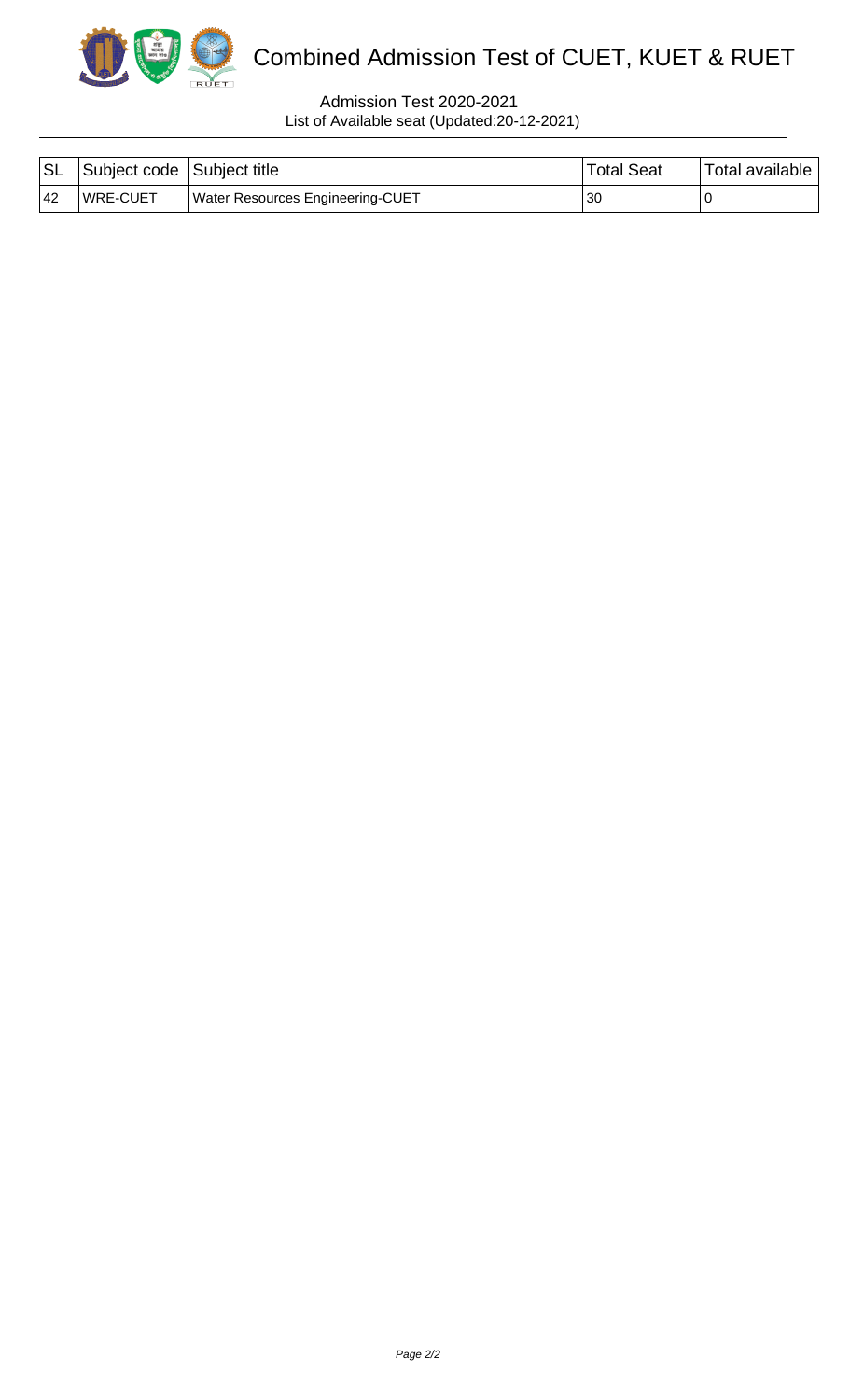# Combined Admission Test of CUET, KUET & RUET

Admission Test 2020-2021

List of Available seat (Updated:20-12-2021)

| SL | Subject code | Subject title | Total Seat | Total available |
|---|---|---|---|---|
| 42 | WRE-CUET | Water Resources Engineering-CUET | 30 | 0 |